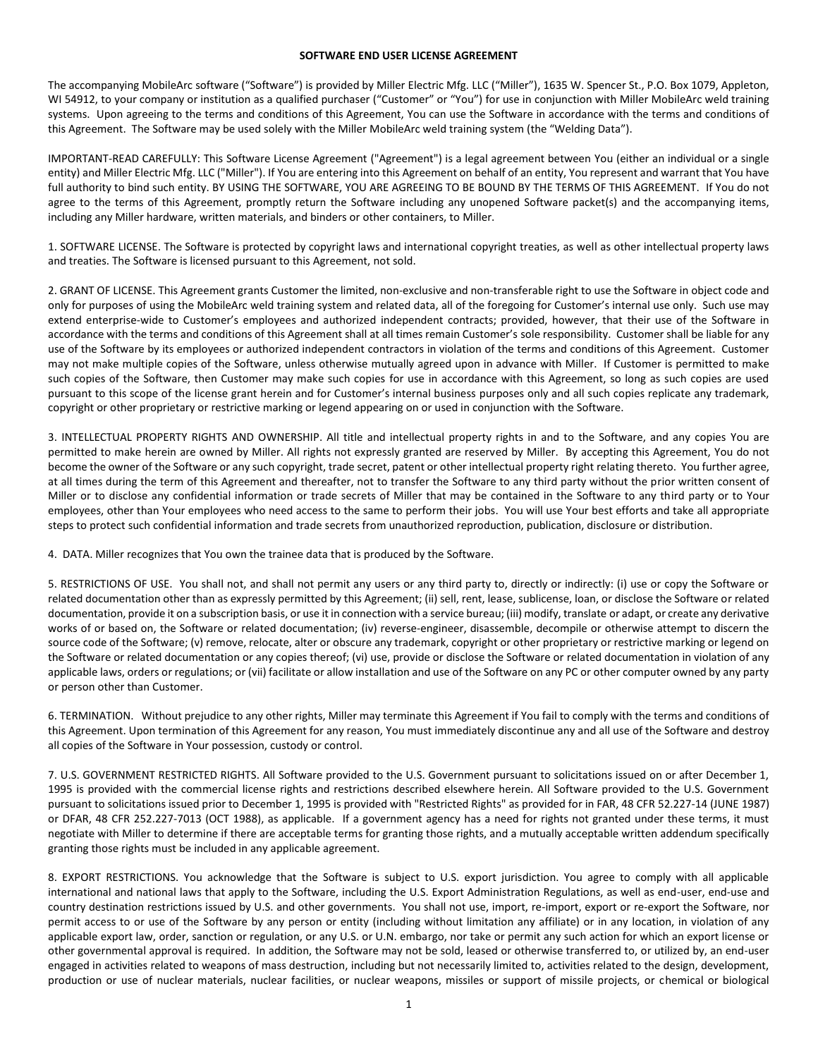# SOFTWARE END USER LICENSE AGREEMENT

The accompanying MobileArc software ("Software") is provided by Miller Electric Mfg. LLC ("Miller"), 1635 W. Spencer St., P.O. Box 1079, Appleton, WI 54912, to your company or institution as a qualified purchaser ("Customer" or "You") for use in conjunction with Miller MobileArc weld training systems. Upon agreeing to the terms and conditions of this Agreement, You can use the Software in accordance with the terms and conditions of this Agreement. The Software may be used solely with the Miller MobileArc weld training system (the "Welding Data").

IMPORTANT-READ CAREFULLY: This Software License Agreement ("Agreement") is a legal agreement between You (either an individual or a single entity) and Miller Electric Mfg. LLC ("Miller"). If You are entering into this Agreement on behalf of an entity, You represent and warrant that You have full authority to bind such entity. BY USING THE SOFTWARE, YOU ARE AGREEING TO BE BOUND BY THE TERMS OF THIS AGREEMENT. If You do not agree to the terms of this Agreement, promptly return the Software including any unopened Software packet(s) and the accompanying items, including any Miller hardware, written materials, and binders or other containers, to Miller.

1. SOFTWARE LICENSE. The Software is protected by copyright laws and international copyright treaties, as well as other intellectual property laws and treaties. The Software is licensed pursuant to this Agreement, not sold.

2. GRANT OF LICENSE. This Agreement grants Customer the limited, non-exclusive and non-transferable right to use the Software in object code and only for purposes of using the MobileArc weld training system and related data, all of the foregoing for Customer's internal use only. Such use may extend enterprise-wide to Customer's employees and authorized independent contracts; provided, however, that their use of the Software in accordance with the terms and conditions of this Agreement shall at all times remain Customer's sole responsibility. Customer shall be liable for any use of the Software by its employees or authorized independent contractors in violation of the terms and conditions of this Agreement. Customer may not make multiple copies of the Software, unless otherwise mutually agreed upon in advance with Miller. If Customer is permitted to make such copies of the Software, then Customer may make such copies for use in accordance with this Agreement, so long as such copies are used pursuant to this scope of the license grant herein and for Customer's internal business purposes only and all such copies replicate any trademark, copyright or other proprietary or restrictive marking or legend appearing on or used in conjunction with the Software.

3. INTELLECTUAL PROPERTY RIGHTS AND OWNERSHIP. All title and intellectual property rights in and to the Software, and any copies You are permitted to make herein are owned by Miller. All rights not expressly granted are reserved by Miller. By accepting this Agreement, You do not become the owner of the Software or any such copyright, trade secret, patent or other intellectual property right relating thereto. You further agree, at all times during the term of this Agreement and thereafter, not to transfer the Software to any third party without the prior written consent of Miller or to disclose any confidential information or trade secrets of Miller that may be contained in the Software to any third party or to Your employees, other than Your employees who need access to the same to perform their jobs. You will use Your best efforts and take all appropriate steps to protect such confidential information and trade secrets from unauthorized reproduction, publication, disclosure or distribution.

4. DATA. Miller recognizes that You own the trainee data that is produced by the Software.

5. RESTRICTIONS OF USE. You shall not, and shall not permit any users or any third party to, directly or indirectly: (i) use or copy the Software or related documentation other than as expressly permitted by this Agreement; (ii) sell, rent, lease, sublicense, loan, or disclose the Software or related documentation, provide it on a subscription basis, or use it in connection with a service bureau; (iii) modify, translate or adapt, or create any derivative works of or based on, the Software or related documentation; (iv) reverse-engineer, disassemble, decompile or otherwise attempt to discern the source code of the Software; (v) remove, relocate, alter or obscure any trademark, copyright or other proprietary or restrictive marking or legend on the Software or related documentation or any copies thereof; (vi) use, provide or disclose the Software or related documentation in violation of any applicable laws, orders or regulations; or (vii) facilitate or allow installation and use of the Software on any PC or other computer owned by any party or person other than Customer.

6. TERMINATION. Without prejudice to any other rights, Miller may terminate this Agreement if You fail to comply with the terms and conditions of this Agreement. Upon termination of this Agreement for any reason, You must immediately discontinue any and all use of the Software and destroy all copies of the Software in Your possession, custody or control.

7. U.S. GOVERNMENT RESTRICTED RIGHTS. All Software provided to the U.S. Government pursuant to solicitations issued on or after December 1, 1995 is provided with the commercial license rights and restrictions described elsewhere herein. All Software provided to the U.S. Government pursuant to solicitations issued prior to December 1, 1995 is provided with "Restricted Rights" as provided for in FAR, 48 CFR 52.227-14 (JUNE 1987) or DFAR, 48 CFR 252.227-7013 (OCT 1988), as applicable. If a government agency has a need for rights not granted under these terms, it must negotiate with Miller to determine if there are acceptable terms for granting those rights, and a mutually acceptable written addendum specifically granting those rights must be included in any applicable agreement.

8. EXPORT RESTRICTIONS. You acknowledge that the Software is subject to U.S. export jurisdiction. You agree to comply with all applicable international and national laws that apply to the Software, including the U.S. Export Administration Regulations, as well as end-user, end-use and country destination restrictions issued by U.S. and other governments. You shall not use, import, re-import, export or re-export the Software, nor permit access to or use of the Software by any person or entity (including without limitation any affiliate) or in any location, in violation of any applicable export law, order, sanction or regulation, or any U.S. or U.N. embargo, nor take or permit any such action for which an export license or other governmental approval is required. In addition, the Software may not be sold, leased or otherwise transferred to, or utilized by, an end-user engaged in activities related to weapons of mass destruction, including but not necessarily limited to, activities related to the design, development, production or use of nuclear materials, nuclear facilities, or nuclear weapons, missiles or support of missile projects, or chemical or biological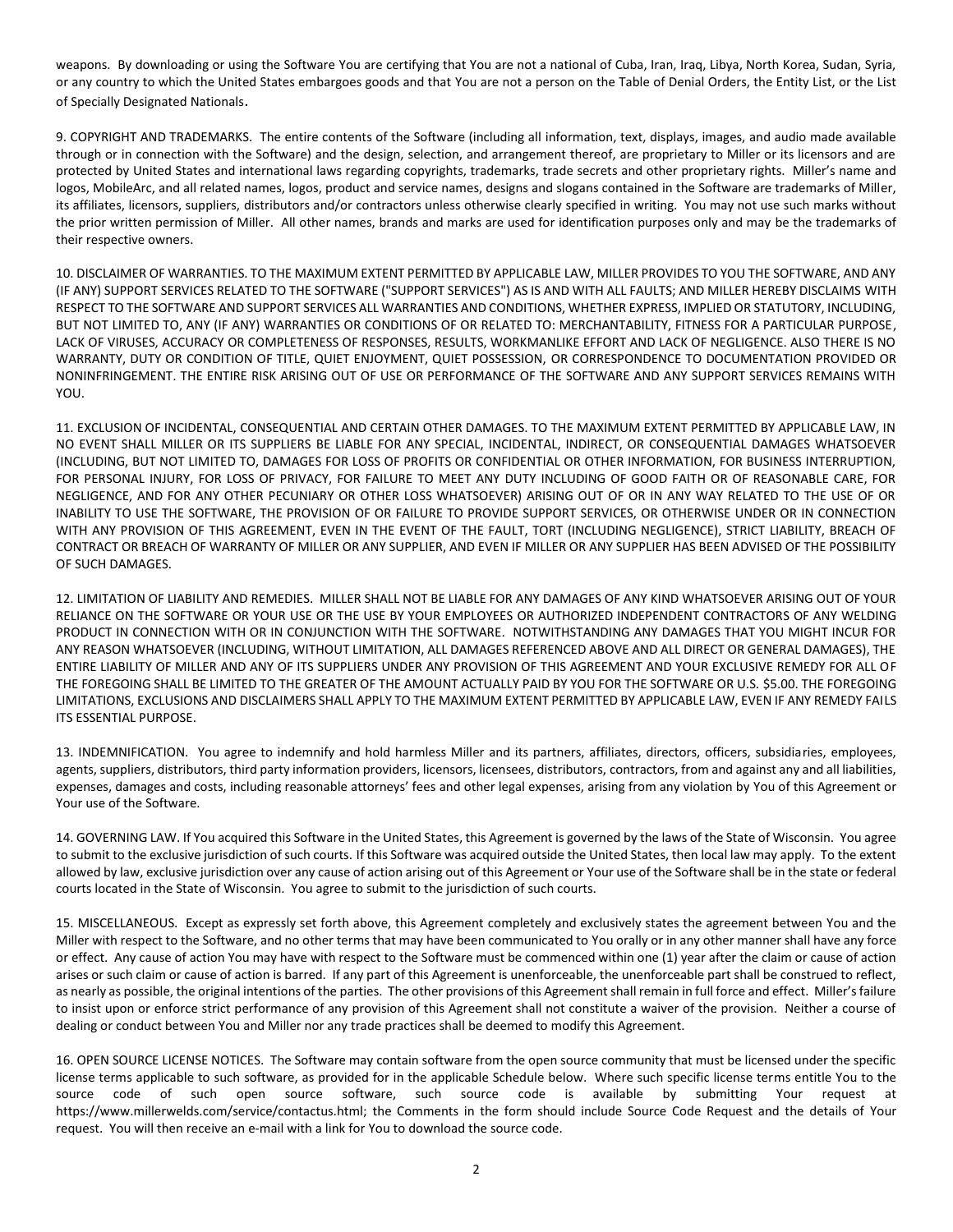weapons. By downloading or using the Software You are certifying that You are not a national of Cuba, Iran, Iraq, Libya, North Korea, Sudan, Syria, or any country to which the United States embargoes goods and that You are not a person on the Table of Denial Orders, the Entity List, or the List of Specially Designated Nationals.

9. COPYRIGHT AND TRADEMARKS. The entire contents of the Software (including all information, text, displays, images, and audio made available through or in connection with the Software) and the design, selection, and arrangement thereof, are proprietary to Miller or its licensors and are protected by United States and international laws regarding copyrights, trademarks, trade secrets and other proprietary rights. Miller's name and logos, MobileArc, and all related names, logos, product and service names, designs and slogans contained in the Software are trademarks of Miller, its affiliates, licensors, suppliers, distributors and/or contractors unless otherwise clearly specified in writing. You may not use such marks without the prior written permission of Miller. All other names, brands and marks are used for identification purposes only and may be the trademarks of their respective owners.

10. DISCLAIMER OF WARRANTIES. TO THE MAXIMUM EXTENT PERMITTED BY APPLICABLE LAW, MILLER PROVIDES TO YOU THE SOFTWARE, AND ANY (IF ANY) SUPPORT SERVICES RELATED TO THE SOFTWARE ("SUPPORT SERVICES") AS IS AND WITH ALL FAULTS; AND MILLER HEREBY DISCLAIMS WITH RESPECT TO THE SOFTWARE AND SUPPORT SERVICES ALL WARRANTIES AND CONDITIONS, WHETHER EXPRESS, IMPLIED OR STATUTORY, INCLUDING, BUT NOT LIMITED TO, ANY (IF ANY) WARRANTIES OR CONDITIONS OF OR RELATED TO: MERCHANTABILITY, FITNESS FOR A PARTICULAR PURPOSE, LACK OF VIRUSES, ACCURACY OR COMPLETENESS OF RESPONSES, RESULTS, WORKMANLIKE EFFORT AND LACK OF NEGLIGENCE. ALSO THERE IS NO WARRANTY, DUTY OR CONDITION OF TITLE, QUIET ENJOYMENT, QUIET POSSESSION, OR CORRESPONDENCE TO DOCUMENTATION PROVIDED OR NONINFRINGEMENT. THE ENTIRE RISK ARISING OUT OF USE OR PERFORMANCE OF THE SOFTWARE AND ANY SUPPORT SERVICES REMAINS WITH YOU.

11. EXCLUSION OF INCIDENTAL, CONSEQUENTIAL AND CERTAIN OTHER DAMAGES. TO THE MAXIMUM EXTENT PERMITTED BY APPLICABLE LAW, IN NO EVENT SHALL MILLER OR ITS SUPPLIERS BE LIABLE FOR ANY SPECIAL, INCIDENTAL, INDIRECT, OR CONSEQUENTIAL DAMAGES WHATSOEVER (INCLUDING, BUT NOT LIMITED TO, DAMAGES FOR LOSS OF PROFITS OR CONFIDENTIAL OR OTHER INFORMATION, FOR BUSINESS INTERRUPTION, FOR PERSONAL INJURY, FOR LOSS OF PRIVACY, FOR FAILURE TO MEET ANY DUTY INCLUDING OF GOOD FAITH OR OF REASONABLE CARE, FOR NEGLIGENCE, AND FOR ANY OTHER PECUNIARY OR OTHER LOSS WHATSOEVER) ARISING OUT OF OR IN ANY WAY RELATED TO THE USE OF OR INABILITY TO USE THE SOFTWARE, THE PROVISION OF OR FAILURE TO PROVIDE SUPPORT SERVICES, OR OTHERWISE UNDER OR IN CONNECTION WITH ANY PROVISION OF THIS AGREEMENT, EVEN IN THE EVENT OF THE FAULT, TORT (INCLUDING NEGLIGENCE), STRICT LIABILITY, BREACH OF CONTRACT OR BREACH OF WARRANTY OF MILLER OR ANY SUPPLIER, AND EVEN IF MILLER OR ANY SUPPLIER HAS BEEN ADVISED OF THE POSSIBILITY OF SUCH DAMAGES.

12. LIMITATION OF LIABILITY AND REMEDIES. MILLER SHALL NOT BE LIABLE FOR ANY DAMAGES OF ANY KIND WHATSOEVER ARISING OUT OF YOUR RELIANCE ON THE SOFTWARE OR YOUR USE OR THE USE BY YOUR EMPLOYEES OR AUTHORIZED INDEPENDENT CONTRACTORS OF ANY WELDING PRODUCT IN CONNECTION WITH OR IN CONJUNCTION WITH THE SOFTWARE. NOTWITHSTANDING ANY DAMAGES THAT YOU MIGHT INCUR FOR ANY REASON WHATSOEVER (INCLUDING, WITHOUT LIMITATION, ALL DAMAGES REFERENCED ABOVE AND ALL DIRECT OR GENERAL DAMAGES), THE ENTIRE LIABILITY OF MILLER AND ANY OF ITS SUPPLIERS UNDER ANY PROVISION OF THIS AGREEMENT AND YOUR EXCLUSIVE REMEDY FOR ALL OF THE FOREGOING SHALL BE LIMITED TO THE GREATER OF THE AMOUNT ACTUALLY PAID BY YOU FOR THE SOFTWARE OR U.S. $5.00. THE FOREGOING LIMITATIONS, EXCLUSIONS AND DISCLAIMERS SHALL APPLY TO THE MAXIMUM EXTENT PERMITTED BY APPLICABLE LAW, EVEN IF ANY REMEDY FAILS ITS ESSENTIAL PURPOSE.

13. INDEMNIFICATION. You agree to indemnify and hold harmless Miller and its partners, affiliates, directors, officers, subsidiaries, employees, agents, suppliers, distributors, third party information providers, licensors, licensees, distributors, contractors, from and against any and all liabilities, expenses, damages and costs, including reasonable attorneys' fees and other legal expenses, arising from any violation by You of this Agreement or Your use of the Software.

14. GOVERNING LAW. If You acquired this Software in the United States, this Agreement is governed by the laws of the State of Wisconsin. You agree to submit to the exclusive jurisdiction of such courts. If this Software was acquired outside the United States, then local law may apply. To the extent allowed by law, exclusive jurisdiction over any cause of action arising out of this Agreement or Your use of the Software shall be in the state or federal courts located in the State of Wisconsin. You agree to submit to the jurisdiction of such courts.

15. MISCELLANEOUS. Except as expressly set forth above, this Agreement completely and exclusively states the agreement between You and the Miller with respect to the Software, and no other terms that may have been communicated to You orally or in any other manner shall have any force or effect. Any cause of action You may have with respect to the Software must be commenced within one (1) year after the claim or cause of action arises or such claim or cause of action is barred. If any part of this Agreement is unenforceable, the unenforceable part shall be construed to reflect, as nearly as possible, the original intentions of the parties. The other provisions of this Agreement shall remain in full force and effect. Miller's failure to insist upon or enforce strict performance of any provision of this Agreement shall not constitute a waiver of the provision. Neither a course of dealing or conduct between You and Miller nor any trade practices shall be deemed to modify this Agreement.

16. OPEN SOURCE LICENSE NOTICES. The Software may contain software from the open source community that must be licensed under the specific license terms applicable to such software, as provided for in the applicable Schedule below. Where such specific license terms entitle You to the source code of such open source software, such source code is available by submitting Your request at https://www.millerwelds.com/service/contactus.html; the Comments in the form should include Source Code Request and the details of Your request. You will then receive an e-mail with a link for You to download the source code.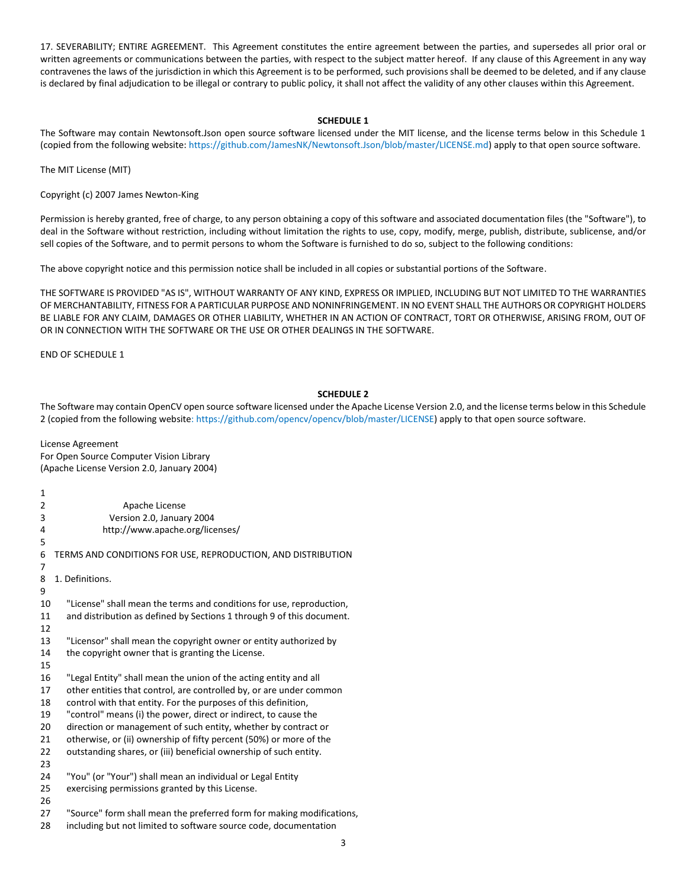17. SEVERABILITY; ENTIRE AGREEMENT. This Agreement constitutes the entire agreement between the parties, and supersedes all prior oral or written agreements or communications between the parties, with respect to the subject matter hereof. If any clause of this Agreement in any way contravenes the laws of the jurisdiction in which this Agreement is to be performed, such provisions shall be deemed to be deleted, and if any clause is declared by final adjudication to be illegal or contrary to public policy, it shall not affect the validity of any other clauses within this Agreement.

**SCHEDULE 1**

The Software may contain Newtonsoft.Json open source software licensed under the MIT license, and the license terms below in this Schedule 1 (copied from the following website: https://github.com/JamesNK/Newtonsoft.Json/blob/master/LICENSE.md) apply to that open source software.

The MIT License (MIT)

Copyright (c) 2007 James Newton-King

Permission is hereby granted, free of charge, to any person obtaining a copy of this software and associated documentation files (the "Software"), to deal in the Software without restriction, including without limitation the rights to use, copy, modify, merge, publish, distribute, sublicense, and/or sell copies of the Software, and to permit persons to whom the Software is furnished to do so, subject to the following conditions:

The above copyright notice and this permission notice shall be included in all copies or substantial portions of the Software.

THE SOFTWARE IS PROVIDED "AS IS", WITHOUT WARRANTY OF ANY KIND, EXPRESS OR IMPLIED, INCLUDING BUT NOT LIMITED TO THE WARRANTIES OF MERCHANTABILITY, FITNESS FOR A PARTICULAR PURPOSE AND NONINFRINGEMENT. IN NO EVENT SHALL THE AUTHORS OR COPYRIGHT HOLDERS BE LIABLE FOR ANY CLAIM, DAMAGES OR OTHER LIABILITY, WHETHER IN AN ACTION OF CONTRACT, TORT OR OTHERWISE, ARISING FROM, OUT OF OR IN CONNECTION WITH THE SOFTWARE OR THE USE OR OTHER DEALINGS IN THE SOFTWARE.

END OF SCHEDULE 1

**SCHEDULE 2**

The Software may contain OpenCV open source software licensed under the Apache License Version 2.0, and the license terms below in this Schedule 2 (copied from the following website: https://github.com/opencv/opencv/blob/master/LICENSE) apply to that open source software.

License Agreement
For Open Source Computer Vision Library
(Apache License Version 2.0, January 2004)

```
1
2                        Apache License
3                  Version 2.0, January 2004
4               http://www.apache.org/licenses/
5
6   TERMS AND CONDITIONS FOR USE, REPRODUCTION, AND DISTRIBUTION
7
8   1. Definitions.
9
10     "License" shall mean the terms and conditions for use, reproduction,
11     and distribution as defined by Sections 1 through 9 of this document.
12
13     "Licensor" shall mean the copyright owner or entity authorized by
14     the copyright owner that is granting the License.
15
16     "Legal Entity" shall mean the union of the acting entity and all
17     other entities that control, are controlled by, or are under common
18     control with that entity. For the purposes of this definition,
19     "control" means (i) the power, direct or indirect, to cause the
20     direction or management of such entity, whether by contract or
21     otherwise, or (ii) ownership of fifty percent (50%) or more of the
22     outstanding shares, or (iii) beneficial ownership of such entity.
23
24     "You" (or "Your") shall mean an individual or Legal Entity
25     exercising permissions granted by this License.
26
27     "Source" form shall mean the preferred form for making modifications,
28     including but not limited to software source code, documentation
```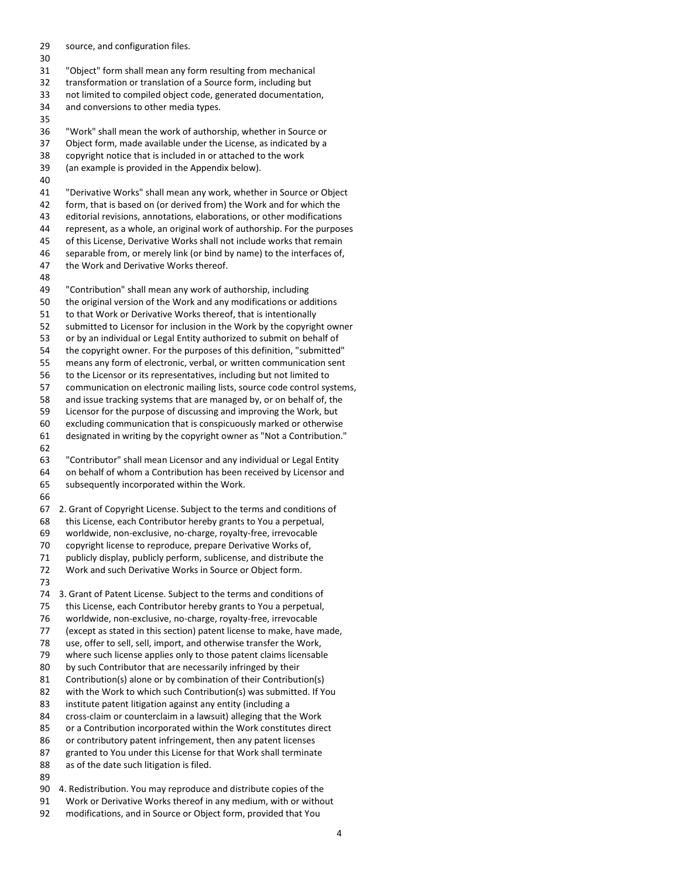source, and configuration files.

"Object" form shall mean any form resulting from mechanical transformation or translation of a Source form, including but not limited to compiled object code, generated documentation, and conversions to other media types.

"Work" shall mean the work of authorship, whether in Source or Object form, made available under the License, as indicated by a copyright notice that is included in or attached to the work (an example is provided in the Appendix below).

"Derivative Works" shall mean any work, whether in Source or Object form, that is based on (or derived from) the Work and for which the editorial revisions, annotations, elaborations, or other modifications represent, as a whole, an original work of authorship. For the purposes of this License, Derivative Works shall not include works that remain separable from, or merely link (or bind by name) to the interfaces of, the Work and Derivative Works thereof.

"Contribution" shall mean any work of authorship, including the original version of the Work and any modifications or additions to that Work or Derivative Works thereof, that is intentionally submitted to Licensor for inclusion in the Work by the copyright owner or by an individual or Legal Entity authorized to submit on behalf of the copyright owner. For the purposes of this definition, "submitted" means any form of electronic, verbal, or written communication sent to the Licensor or its representatives, including but not limited to communication on electronic mailing lists, source code control systems, and issue tracking systems that are managed by, or on behalf of, the Licensor for the purpose of discussing and improving the Work, but excluding communication that is conspicuously marked or otherwise designated in writing by the copyright owner as "Not a Contribution."

"Contributor" shall mean Licensor and any individual or Legal Entity on behalf of whom a Contribution has been received by Licensor and subsequently incorporated within the Work.

2. Grant of Copyright License. Subject to the terms and conditions of this License, each Contributor hereby grants to You a perpetual, worldwide, non-exclusive, no-charge, royalty-free, irrevocable copyright license to reproduce, prepare Derivative Works of, publicly display, publicly perform, sublicense, and distribute the Work and such Derivative Works in Source or Object form.

3. Grant of Patent License. Subject to the terms and conditions of this License, each Contributor hereby grants to You a perpetual, worldwide, non-exclusive, no-charge, royalty-free, irrevocable (except as stated in this section) patent license to make, have made, use, offer to sell, sell, import, and otherwise transfer the Work, where such license applies only to those patent claims licensable by such Contributor that are necessarily infringed by their Contribution(s) alone or by combination of their Contribution(s) with the Work to which such Contribution(s) was submitted. If You institute patent litigation against any entity (including a cross-claim or counterclaim in a lawsuit) alleging that the Work or a Contribution incorporated within the Work constitutes direct or contributory patent infringement, then any patent licenses granted to You under this License for that Work shall terminate as of the date such litigation is filed.

4. Redistribution. You may reproduce and distribute copies of the Work or Derivative Works thereof in any medium, with or without modifications, and in Source or Object form, provided that You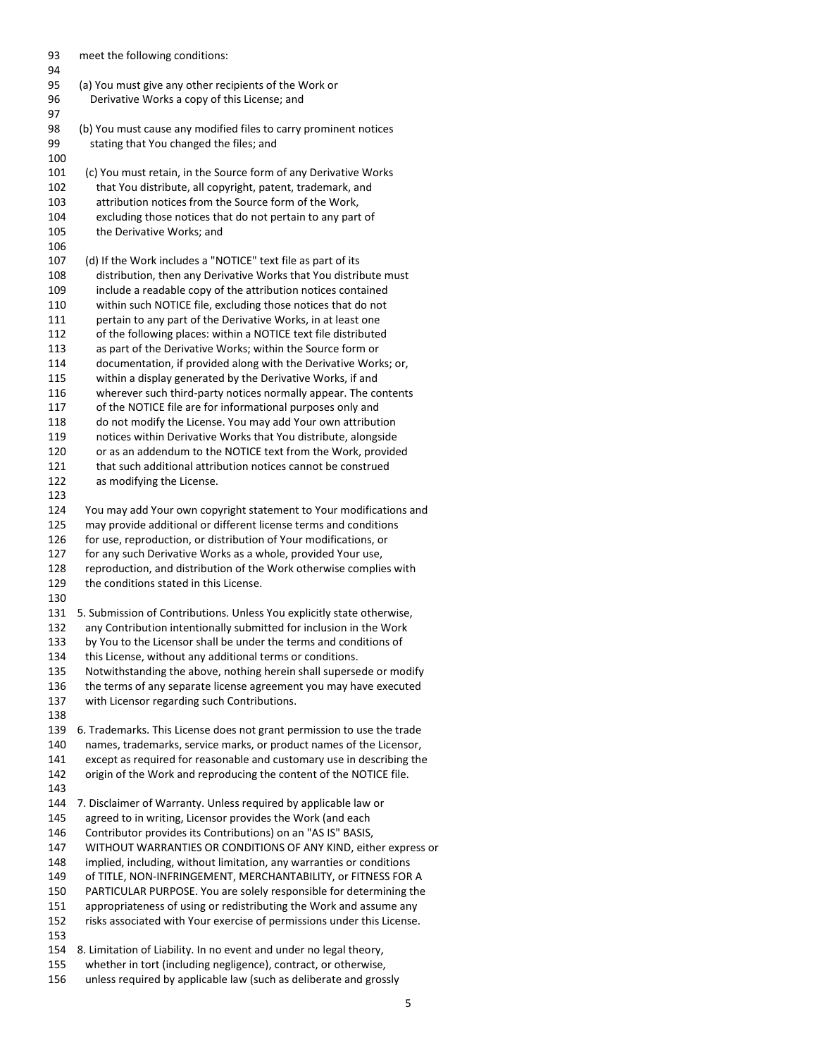meet the following conditions:

(a) You must give any other recipients of the Work or Derivative Works a copy of this License; and

(b) You must cause any modified files to carry prominent notices stating that You changed the files; and

(c) You must retain, in the Source form of any Derivative Works that You distribute, all copyright, patent, trademark, and attribution notices from the Source form of the Work, excluding those notices that do not pertain to any part of the Derivative Works; and

(d) If the Work includes a "NOTICE" text file as part of its distribution, then any Derivative Works that You distribute must include a readable copy of the attribution notices contained within such NOTICE file, excluding those notices that do not pertain to any part of the Derivative Works, in at least one of the following places: within a NOTICE text file distributed as part of the Derivative Works; within the Source form or documentation, if provided along with the Derivative Works; or, within a display generated by the Derivative Works, if and wherever such third-party notices normally appear. The contents of the NOTICE file are for informational purposes only and do not modify the License. You may add Your own attribution notices within Derivative Works that You distribute, alongside or as an addendum to the NOTICE text from the Work, provided that such additional attribution notices cannot be construed as modifying the License.

You may add Your own copyright statement to Your modifications and may provide additional or different license terms and conditions for use, reproduction, or distribution of Your modifications, or for any such Derivative Works as a whole, provided Your use, reproduction, and distribution of the Work otherwise complies with the conditions stated in this License.

5. Submission of Contributions. Unless You explicitly state otherwise, any Contribution intentionally submitted for inclusion in the Work by You to the Licensor shall be under the terms and conditions of this License, without any additional terms or conditions. Notwithstanding the above, nothing herein shall supersede or modify the terms of any separate license agreement you may have executed with Licensor regarding such Contributions.

6. Trademarks. This License does not grant permission to use the trade names, trademarks, service marks, or product names of the Licensor, except as required for reasonable and customary use in describing the origin of the Work and reproducing the content of the NOTICE file.

7. Disclaimer of Warranty. Unless required by applicable law or agreed to in writing, Licensor provides the Work (and each Contributor provides its Contributions) on an "AS IS" BASIS, WITHOUT WARRANTIES OR CONDITIONS OF ANY KIND, either express or implied, including, without limitation, any warranties or conditions of TITLE, NON-INFRINGEMENT, MERCHANTABILITY, or FITNESS FOR A PARTICULAR PURPOSE. You are solely responsible for determining the appropriateness of using or redistributing the Work and assume any risks associated with Your exercise of permissions under this License.

8. Limitation of Liability. In no event and under no legal theory, whether in tort (including negligence), contract, or otherwise, unless required by applicable law (such as deliberate and grossly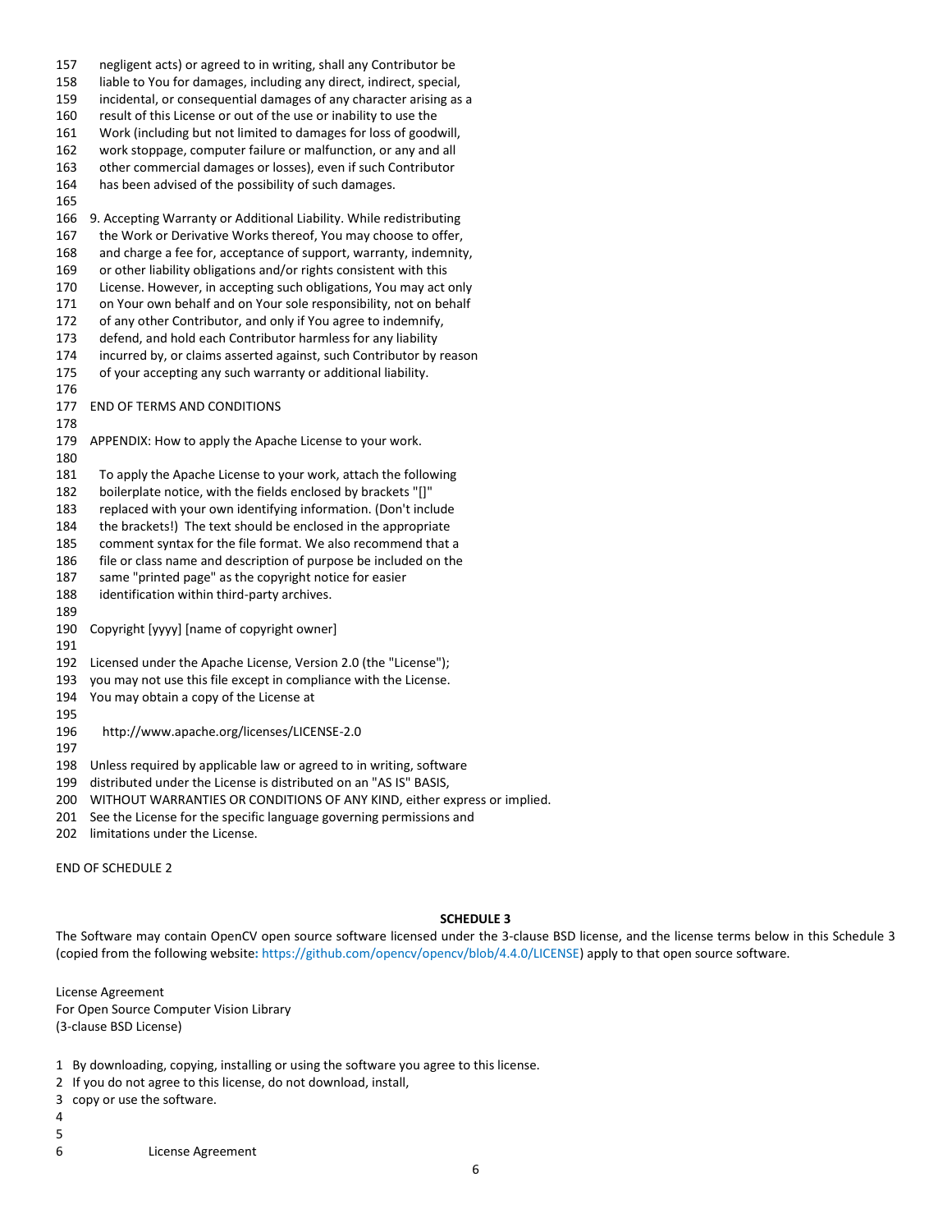```
157    negligent acts) or agreed to in writing, shall any Contributor be
158    liable to You for damages, including any direct, indirect, special,
159    incidental, or consequential damages of any character arising as a
160    result of this License or out of the use or inability to use the
161    Work (including but not limited to damages for loss of goodwill,
162    work stoppage, computer failure or malfunction, or any and all
163    other commercial damages or losses), even if such Contributor
164    has been advised of the possibility of such damages.
165
166  9. Accepting Warranty or Additional Liability. While redistributing
167    the Work or Derivative Works thereof, You may choose to offer,
168    and charge a fee for, acceptance of support, warranty, indemnity,
169    or other liability obligations and/or rights consistent with this
170    License. However, in accepting such obligations, You may act only
171    on Your own behalf and on Your sole responsibility, not on behalf
172    of any other Contributor, and only if You agree to indemnify,
173    defend, and hold each Contributor harmless for any liability
174    incurred by, or claims asserted against, such Contributor by reason
175    of your accepting any such warranty or additional liability.
176
177  END OF TERMS AND CONDITIONS
178
179  APPENDIX: How to apply the Apache License to your work.
180
181    To apply the Apache License to your work, attach the following
182    boilerplate notice, with the fields enclosed by brackets "[]"
183    replaced with your own identifying information. (Don't include
184    the brackets!)  The text should be enclosed in the appropriate
185    comment syntax for the file format. We also recommend that a
186    file or class name and description of purpose be included on the
187    same "printed page" as the copyright notice for easier
188    identification within third-party archives.
189
190  Copyright [yyyy] [name of copyright owner]
191
192  Licensed under the Apache License, Version 2.0 (the "License");
193  you may not use this file except in compliance with the License.
194  You may obtain a copy of the License at
195
196     http://www.apache.org/licenses/LICENSE-2.0
197
198  Unless required by applicable law or agreed to in writing, software
199  distributed under the License is distributed on an "AS IS" BASIS,
200  WITHOUT WARRANTIES OR CONDITIONS OF ANY KIND, either express or implied.
201  See the License for the specific language governing permissions and
202  limitations under the License.
```

END OF SCHEDULE 2

## SCHEDULE 3

The Software may contain OpenCV open source software licensed under the 3-clause BSD license, and the license terms below in this Schedule 3 (copied from the following website: https://github.com/opencv/opencv/blob/4.4.0/LICENSE) apply to that open source software.

License Agreement
For Open Source Computer Vision Library
(3-clause BSD License)

```
1  By downloading, copying, installing or using the software you agree to this license.
2  If you do not agree to this license, do not download, install,
3  copy or use the software.
4
5
6                License Agreement
```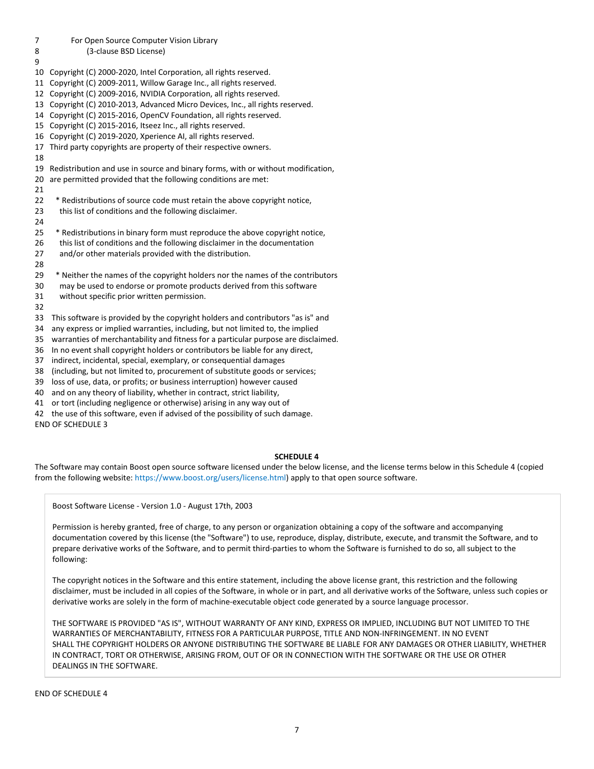7 For Open Source Computer Vision Library
8 (3-clause BSD License)
9
10 Copyright (C) 2000-2020, Intel Corporation, all rights reserved.
11 Copyright (C) 2009-2011, Willow Garage Inc., all rights reserved.
12 Copyright (C) 2009-2016, NVIDIA Corporation, all rights reserved.
13 Copyright (C) 2010-2013, Advanced Micro Devices, Inc., all rights reserved.
14 Copyright (C) 2015-2016, OpenCV Foundation, all rights reserved.
15 Copyright (C) 2015-2016, Itseez Inc., all rights reserved.
16 Copyright (C) 2019-2020, Xperience AI, all rights reserved.
17 Third party copyrights are property of their respective owners.
18
19 Redistribution and use in source and binary forms, with or without modification,
20 are permitted provided that the following conditions are met:
21
22 * Redistributions of source code must retain the above copyright notice,
23 this list of conditions and the following disclaimer.
24
25 * Redistributions in binary form must reproduce the above copyright notice,
26 this list of conditions and the following disclaimer in the documentation
27 and/or other materials provided with the distribution.
28
29 * Neither the names of the copyright holders nor the names of the contributors
30 may be used to endorse or promote products derived from this software
31 without specific prior written permission.
32
33 This software is provided by the copyright holders and contributors "as is" and
34 any express or implied warranties, including, but not limited to, the implied
35 warranties of merchantability and fitness for a particular purpose are disclaimed.
36 In no event shall copyright holders or contributors be liable for any direct,
37 indirect, incidental, special, exemplary, or consequential damages
38 (including, but not limited to, procurement of substitute goods or services;
39 loss of use, data, or profits; or business interruption) however caused
40 and on any theory of liability, whether in contract, strict liability,
41 or tort (including negligence or otherwise) arising in any way out of
42 the use of this software, even if advised of the possibility of such damage.

END OF SCHEDULE 3

**SCHEDULE 4**

The Software may contain Boost open source software licensed under the below license, and the license terms below in this Schedule 4 (copied from the following website: https://www.boost.org/users/license.html) apply to that open source software.

Boost Software License - Version 1.0 - August 17th, 2003

Permission is hereby granted, free of charge, to any person or organization obtaining a copy of the software and accompanying documentation covered by this license (the "Software") to use, reproduce, display, distribute, execute, and transmit the Software, and to prepare derivative works of the Software, and to permit third-parties to whom the Software is furnished to do so, all subject to the following:

The copyright notices in the Software and this entire statement, including the above license grant, this restriction and the following disclaimer, must be included in all copies of the Software, in whole or in part, and all derivative works of the Software, unless such copies or derivative works are solely in the form of machine-executable object code generated by a source language processor.

THE SOFTWARE IS PROVIDED "AS IS", WITHOUT WARRANTY OF ANY KIND, EXPRESS OR IMPLIED, INCLUDING BUT NOT LIMITED TO THE WARRANTIES OF MERCHANTABILITY, FITNESS FOR A PARTICULAR PURPOSE, TITLE AND NON-INFRINGEMENT. IN NO EVENT SHALL THE COPYRIGHT HOLDERS OR ANYONE DISTRIBUTING THE SOFTWARE BE LIABLE FOR ANY DAMAGES OR OTHER LIABILITY, WHETHER IN CONTRACT, TORT OR OTHERWISE, ARISING FROM, OUT OF OR IN CONNECTION WITH THE SOFTWARE OR THE USE OR OTHER DEALINGS IN THE SOFTWARE.

END OF SCHEDULE 4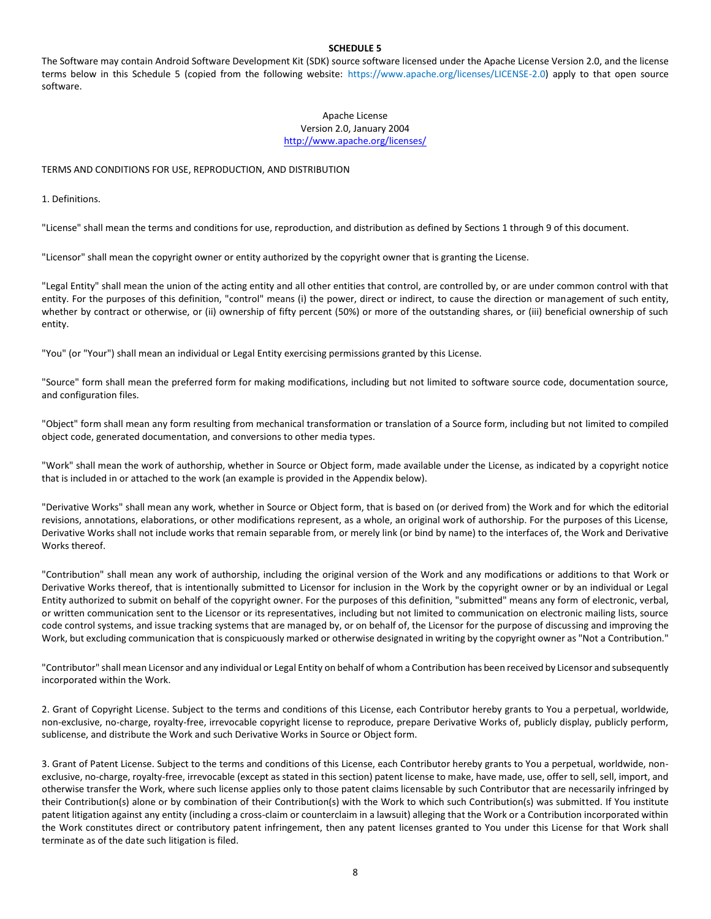# SCHEDULE 5

The Software may contain Android Software Development Kit (SDK) source software licensed under the Apache License Version 2.0, and the license terms below in this Schedule 5 (copied from the following website: https://www.apache.org/licenses/LICENSE-2.0) apply to that open source software.

Apache License
Version 2.0, January 2004
http://www.apache.org/licenses/

TERMS AND CONDITIONS FOR USE, REPRODUCTION, AND DISTRIBUTION

1. Definitions.

"License" shall mean the terms and conditions for use, reproduction, and distribution as defined by Sections 1 through 9 of this document.

"Licensor" shall mean the copyright owner or entity authorized by the copyright owner that is granting the License.

"Legal Entity" shall mean the union of the acting entity and all other entities that control, are controlled by, or are under common control with that entity. For the purposes of this definition, "control" means (i) the power, direct or indirect, to cause the direction or management of such entity, whether by contract or otherwise, or (ii) ownership of fifty percent (50%) or more of the outstanding shares, or (iii) beneficial ownership of such entity.

"You" (or "Your") shall mean an individual or Legal Entity exercising permissions granted by this License.

"Source" form shall mean the preferred form for making modifications, including but not limited to software source code, documentation source, and configuration files.

"Object" form shall mean any form resulting from mechanical transformation or translation of a Source form, including but not limited to compiled object code, generated documentation, and conversions to other media types.

"Work" shall mean the work of authorship, whether in Source or Object form, made available under the License, as indicated by a copyright notice that is included in or attached to the work (an example is provided in the Appendix below).

"Derivative Works" shall mean any work, whether in Source or Object form, that is based on (or derived from) the Work and for which the editorial revisions, annotations, elaborations, or other modifications represent, as a whole, an original work of authorship. For the purposes of this License, Derivative Works shall not include works that remain separable from, or merely link (or bind by name) to the interfaces of, the Work and Derivative Works thereof.

"Contribution" shall mean any work of authorship, including the original version of the Work and any modifications or additions to that Work or Derivative Works thereof, that is intentionally submitted to Licensor for inclusion in the Work by the copyright owner or by an individual or Legal Entity authorized to submit on behalf of the copyright owner. For the purposes of this definition, "submitted" means any form of electronic, verbal, or written communication sent to the Licensor or its representatives, including but not limited to communication on electronic mailing lists, source code control systems, and issue tracking systems that are managed by, or on behalf of, the Licensor for the purpose of discussing and improving the Work, but excluding communication that is conspicuously marked or otherwise designated in writing by the copyright owner as "Not a Contribution."

"Contributor" shall mean Licensor and any individual or Legal Entity on behalf of whom a Contribution has been received by Licensor and subsequently incorporated within the Work.

2. Grant of Copyright License. Subject to the terms and conditions of this License, each Contributor hereby grants to You a perpetual, worldwide, non-exclusive, no-charge, royalty-free, irrevocable copyright license to reproduce, prepare Derivative Works of, publicly display, publicly perform, sublicense, and distribute the Work and such Derivative Works in Source or Object form.

3. Grant of Patent License. Subject to the terms and conditions of this License, each Contributor hereby grants to You a perpetual, worldwide, non-exclusive, no-charge, royalty-free, irrevocable (except as stated in this section) patent license to make, have made, use, offer to sell, sell, import, and otherwise transfer the Work, where such license applies only to those patent claims licensable by such Contributor that are necessarily infringed by their Contribution(s) alone or by combination of their Contribution(s) with the Work to which such Contribution(s) was submitted. If You institute patent litigation against any entity (including a cross-claim or counterclaim in a lawsuit) alleging that the Work or a Contribution incorporated within the Work constitutes direct or contributory patent infringement, then any patent licenses granted to You under this License for that Work shall terminate as of the date such litigation is filed.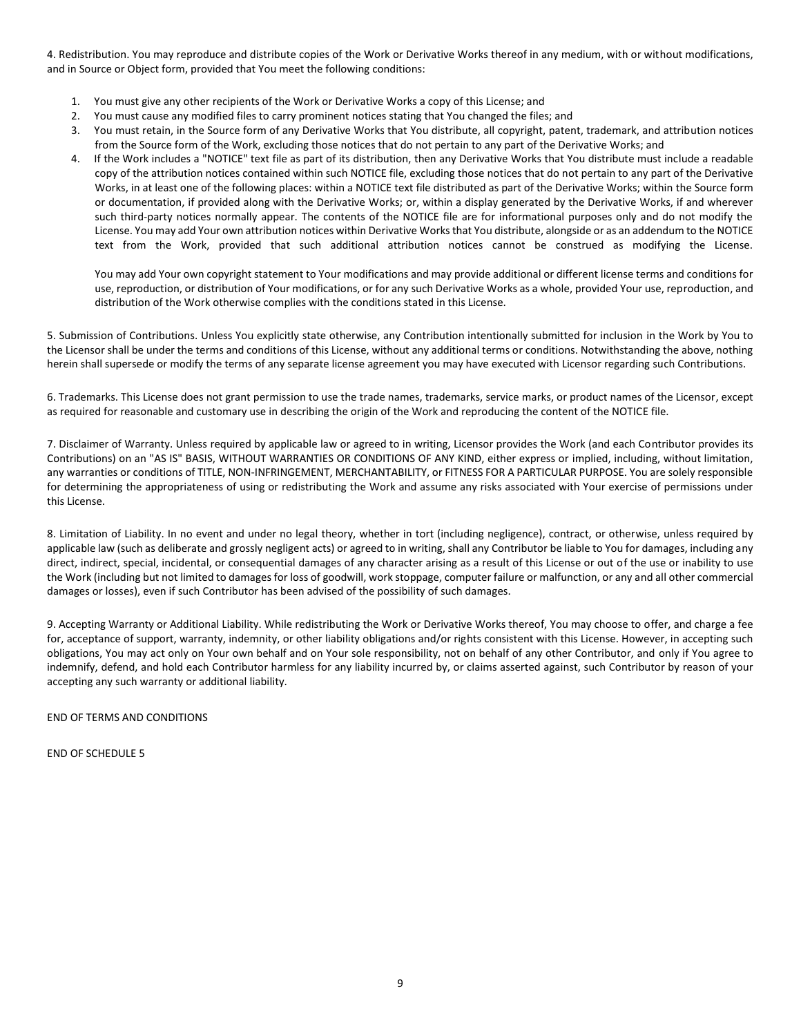4. Redistribution. You may reproduce and distribute copies of the Work or Derivative Works thereof in any medium, with or without modifications, and in Source or Object form, provided that You meet the following conditions:

1. You must give any other recipients of the Work or Derivative Works a copy of this License; and
2. You must cause any modified files to carry prominent notices stating that You changed the files; and
3. You must retain, in the Source form of any Derivative Works that You distribute, all copyright, patent, trademark, and attribution notices from the Source form of the Work, excluding those notices that do not pertain to any part of the Derivative Works; and
4. If the Work includes a "NOTICE" text file as part of its distribution, then any Derivative Works that You distribute must include a readable copy of the attribution notices contained within such NOTICE file, excluding those notices that do not pertain to any part of the Derivative Works, in at least one of the following places: within a NOTICE text file distributed as part of the Derivative Works; within the Source form or documentation, if provided along with the Derivative Works; or, within a display generated by the Derivative Works, if and wherever such third-party notices normally appear. The contents of the NOTICE file are for informational purposes only and do not modify the License. You may add Your own attribution notices within Derivative Works that You distribute, alongside or as an addendum to the NOTICE text from the Work, provided that such additional attribution notices cannot be construed as modifying the License.

   You may add Your own copyright statement to Your modifications and may provide additional or different license terms and conditions for use, reproduction, or distribution of Your modifications, or for any such Derivative Works as a whole, provided Your use, reproduction, and distribution of the Work otherwise complies with the conditions stated in this License.

5. Submission of Contributions. Unless You explicitly state otherwise, any Contribution intentionally submitted for inclusion in the Work by You to the Licensor shall be under the terms and conditions of this License, without any additional terms or conditions. Notwithstanding the above, nothing herein shall supersede or modify the terms of any separate license agreement you may have executed with Licensor regarding such Contributions.

6. Trademarks. This License does not grant permission to use the trade names, trademarks, service marks, or product names of the Licensor, except as required for reasonable and customary use in describing the origin of the Work and reproducing the content of the NOTICE file.

7. Disclaimer of Warranty. Unless required by applicable law or agreed to in writing, Licensor provides the Work (and each Contributor provides its Contributions) on an "AS IS" BASIS, WITHOUT WARRANTIES OR CONDITIONS OF ANY KIND, either express or implied, including, without limitation, any warranties or conditions of TITLE, NON-INFRINGEMENT, MERCHANTABILITY, or FITNESS FOR A PARTICULAR PURPOSE. You are solely responsible for determining the appropriateness of using or redistributing the Work and assume any risks associated with Your exercise of permissions under this License.

8. Limitation of Liability. In no event and under no legal theory, whether in tort (including negligence), contract, or otherwise, unless required by applicable law (such as deliberate and grossly negligent acts) or agreed to in writing, shall any Contributor be liable to You for damages, including any direct, indirect, special, incidental, or consequential damages of any character arising as a result of this License or out of the use or inability to use the Work (including but not limited to damages for loss of goodwill, work stoppage, computer failure or malfunction, or any and all other commercial damages or losses), even if such Contributor has been advised of the possibility of such damages.

9. Accepting Warranty or Additional Liability. While redistributing the Work or Derivative Works thereof, You may choose to offer, and charge a fee for, acceptance of support, warranty, indemnity, or other liability obligations and/or rights consistent with this License. However, in accepting such obligations, You may act only on Your own behalf and on Your sole responsibility, not on behalf of any other Contributor, and only if You agree to indemnify, defend, and hold each Contributor harmless for any liability incurred by, or claims asserted against, such Contributor by reason of your accepting any such warranty or additional liability.

END OF TERMS AND CONDITIONS

END OF SCHEDULE 5